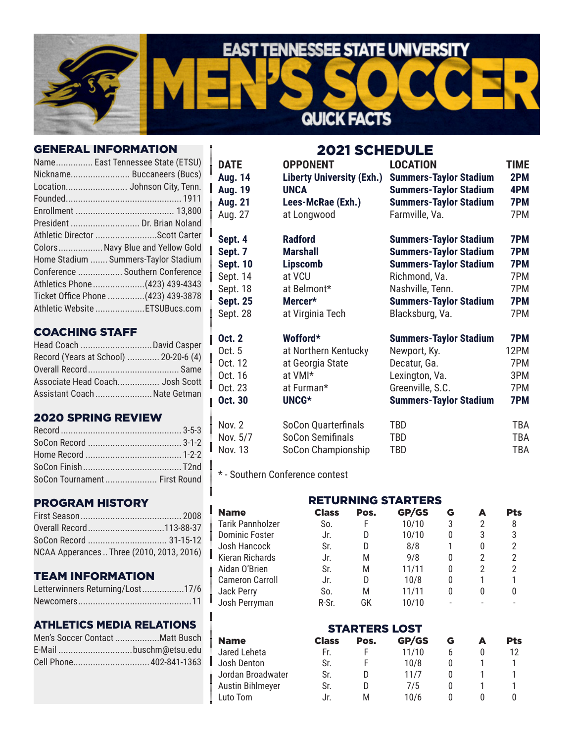# EAST TENNESSEE STATE UNIVERSITY MEN'S SOCCER QUICK FACTS

## GENERAL INFORMATION

- Name............... East Tennessee State (ETSU)
- Nickname........................ Buccaneers (Bucs)
- Location......................... Johnson City, Tenn.
- Founded.............................................. 1911
- Enrollment ....................................... 13,800
- President ........................... Dr. Brian Noland
- Athletic Director .........................Scott Carter
- Colors.................. Navy Blue and Yellow Gold
- Home Stadium ....... Summers-Taylor Stadium
- Conference .................. Southern Conference
- Athletics Phone.....................(423) 439-4343
- Ticket Office Phone ...............(423) 439-3878
- Athletic Website ....................ETSUBucs.com

## COACHING STAFF

- Head Coach .............................David Casper
- Record (Years at School) ............. 20-20-6 (4)
- Overall Record..................................... Same
- Associate Head Coach................. Josh Scott
- Assistant Coach .......................Nate Getman

## 2020 SPRING REVIEW

- Record ................................................ 3-5-3
- SoCon Record ...................................... 3-1-2
- Home Record ....................................... 1-2-2
- SoCon Finish........................................T2nd
- SoCon Tournament..................... First Round

## PROGRAM HISTORY

- First Season.......................................... 2008
- Overall Record...............................113-88-37
- SoCon Record ................................ 31-15-12
- NCAA Apperances .. Three (2010, 2013, 2016)

## TEAM INFORMATION

- Letterwinners Returning/Lost.................17/6
- Newcomers..............................................11

## ATHLETICS MEDIA RELATIONS

- Men's Soccer Contact ..................Matt Busch
- E-Mail ..............................buschm@etsu.edu
- Cell Phone............................... 402-841-1363

## 2021 SCHEDULE

| DATE | OPPONENT | LOCATION | TIME |
|---|---|---|---|
| **Aug. 14** | **Liberty University (Exh.)** | **Summers-Taylor Stadium** | **2PM** |
| **Aug. 19** | **UNCA** | **Summers-Taylor Stadium** | **4PM** |
| **Aug. 21** | **Lees-McRae (Exh.)** | **Summers-Taylor Stadium** | **7PM** |
| Aug. 27 | at Longwood | Farmville, Va. | 7PM |
| **Sept. 4** | **Radford** | **Summers-Taylor Stadium** | **7PM** |
| **Sept. 7** | **Marshall** | **Summers-Taylor Stadium** | **7PM** |
| **Sept. 10** | **Lipscomb** | **Summers-Taylor Stadium** | **7PM** |
| Sept. 14 | at VCU | Richmond, Va. | 7PM |
| Sept. 18 | at Belmont* | Nashville, Tenn. | 7PM |
| **Sept. 25** | **Mercer*** | **Summers-Taylor Stadium** | **7PM** |
| Sept. 28 | at Virginia Tech | Blacksburg, Va. | 7PM |
| **Oct. 2** | **Wofford*** | **Summers-Taylor Stadium** | **7PM** |
| Oct. 5 | at Northern Kentucky | Newport, Ky. | 12PM |
| Oct. 12 | at Georgia State | Decatur, Ga. | 7PM |
| Oct. 16 | at VMI* | Lexington, Va. | 3PM |
| Oct. 23 | at Furman* | Greenville, S.C. | 7PM |
| **Oct. 30** | **UNCG*** | **Summers-Taylor Stadium** | **7PM** |
| Nov. 2 | SoCon Quarterfinals | TBD | TBA |
| Nov. 5/7 | SoCon Semifinals | TBD | TBA |
| Nov. 13 | SoCon Championship | TBD | TBA |

* - Southern Conference contest

## RETURNING STARTERS

| Name | Class | Pos. | GP/GS | G | A | Pts |
|---|---|---|---|---|---|---|
| Tarik Pannholzer | So. | F | 10/10 | 3 | 2 | 8 |
| Dominic Foster | Jr. | D | 10/10 | 0 | 3 | 3 |
| Josh Hancock | Sr. | D | 8/8 | 1 | 0 | 2 |
| Kieran Richards | Jr. | M | 9/8 | 0 | 2 | 2 |
| Aidan O'Brien | Sr. | M | 11/11 | 0 | 2 | 2 |
| Cameron Carroll | Jr. | D | 10/8 | 0 | 1 | 1 |
| Jack Perry | So. | M | 11/11 | 0 | 0 | 0 |
| Josh Perryman | R-Sr. | GK | 10/10 | - | - | - |

## STARTERS LOST

| Name | Class | Pos. | GP/GS | G | A | Pts |
|---|---|---|---|---|---|---|
| Jared Leheta | Fr. | F | 11/10 | 6 | 0 | 12 |
| Josh Denton | Sr. | F | 10/8 | 0 | 1 | 1 |
| Jordan Broadwater | Sr. | D | 11/7 | 0 | 1 | 1 |
| Austin Bihlmeyer | Sr. | D | 7/5 | 0 | 1 | 1 |
| Luto Tom | Jr. | M | 10/6 | 0 | 0 | 0 |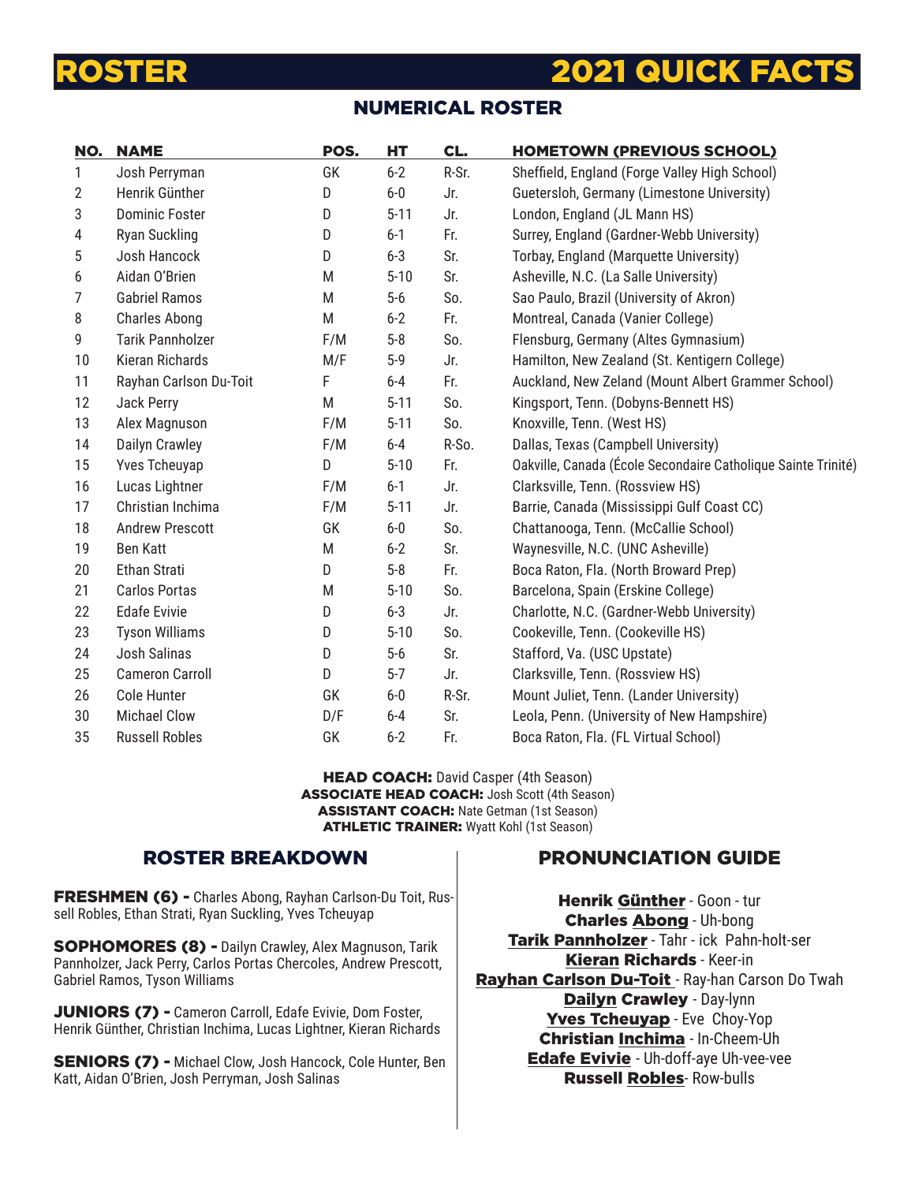# ROSTER

# 2021 QUICK FACTS

## NUMERICAL ROSTER

| NO. | NAME | POS. | HT | CL. | HOMETOWN (PREVIOUS SCHOOL) |
|---|---|---|---|---|---|
| 1 | Josh Perryman | GK | 6-2 | R-Sr. | Sheffield, England (Forge Valley High School) |
| 2 | Henrik Günther | D | 6-0 | Jr. | Guetersloh, Germany (Limestone University) |
| 3 | Dominic Foster | D | 5-11 | Jr. | London, England (JL Mann HS) |
| 4 | Ryan Suckling | D | 6-1 | Fr. | Surrey, England (Gardner-Webb University) |
| 5 | Josh Hancock | D | 6-3 | Sr. | Torbay, England (Marquette University) |
| 6 | Aidan O'Brien | M | 5-10 | Sr. | Asheville, N.C. (La Salle University) |
| 7 | Gabriel Ramos | M | 5-6 | So. | Sao Paulo, Brazil (University of Akron) |
| 8 | Charles Abong | M | 6-2 | Fr. | Montreal, Canada (Vanier College) |
| 9 | Tarik Pannholzer | F/M | 5-8 | So. | Flensburg, Germany (Altes Gymnasium) |
| 10 | Kieran Richards | M/F | 5-9 | Jr. | Hamilton, New Zealand (St. Kentigern College) |
| 11 | Rayhan Carlson Du-Toit | F | 6-4 | Fr. | Auckland, New Zeland (Mount Albert Grammer School) |
| 12 | Jack Perry | M | 5-11 | So. | Kingsport, Tenn. (Dobyns-Bennett HS) |
| 13 | Alex Magnuson | F/M | 5-11 | So. | Knoxville, Tenn. (West HS) |
| 14 | Dailyn Crawley | F/M | 6-4 | R-So. | Dallas, Texas (Campbell University) |
| 15 | Yves Tcheuyap | D | 5-10 | Fr. | Oakville, Canada (École Secondaire Catholique Sainte Trinité) |
| 16 | Lucas Lightner | F/M | 6-1 | Jr. | Clarksville, Tenn. (Rossview HS) |
| 17 | Christian Inchima | F/M | 5-11 | Jr. | Barrie, Canada (Mississippi Gulf Coast CC) |
| 18 | Andrew Prescott | GK | 6-0 | So. | Chattanooga, Tenn. (McCallie School) |
| 19 | Ben Katt | M | 6-2 | Sr. | Waynesville, N.C. (UNC Asheville) |
| 20 | Ethan Strati | D | 5-8 | Fr. | Boca Raton, Fla. (North Broward Prep) |
| 21 | Carlos Portas | M | 5-10 | So. | Barcelona, Spain (Erskine College) |
| 22 | Edafe Evivie | D | 6-3 | Jr. | Charlotte, N.C. (Gardner-Webb University) |
| 23 | Tyson Williams | D | 5-10 | So. | Cookeville, Tenn. (Cookeville HS) |
| 24 | Josh Salinas | D | 5-6 | Sr. | Stafford, Va. (USC Upstate) |
| 25 | Cameron Carroll | D | 5-7 | Jr. | Clarksville, Tenn. (Rossview HS) |
| 26 | Cole Hunter | GK | 6-0 | R-Sr. | Mount Juliet, Tenn. (Lander University) |
| 30 | Michael Clow | D/F | 6-4 | Sr. | Leola, Penn. (University of New Hampshire) |
| 35 | Russell Robles | GK | 6-2 | Fr. | Boca Raton, Fla. (FL Virtual School) |

**HEAD COACH:** David Casper (4th Season)
**ASSOCIATE HEAD COACH:** Josh Scott (4th Season)
**ASSISTANT COACH:** Nate Getman (1st Season)
**ATHLETIC TRAINER:** Wyatt Kohl (1st Season)

## ROSTER BREAKDOWN

**FRESHMEN (6) -** Charles Abong, Rayhan Carlson-Du Toit, Russell Robles, Ethan Strati, Ryan Suckling, Yves Tcheuyap

**SOPHOMORES (8) -** Dailyn Crawley, Alex Magnuson, Tarik Pannholzer, Jack Perry, Carlos Portas Chercoles, Andrew Prescott, Gabriel Ramos, Tyson Williams

**JUNIORS (7) -** Cameron Carroll, Edafe Evivie, Dom Foster, Henrik Günther, Christian Inchima, Lucas Lightner, Kieran Richards

**SENIORS (7) -** Michael Clow, Josh Hancock, Cole Hunter, Ben Katt, Aidan O'Brien, Josh Perryman, Josh Salinas

## PRONUNCIATION GUIDE

**Henrik Günther** - Goon - tur
**Charles Abong** - Uh-bong
**Tarik Pannholzer** - Tahr - ick Pahn-holt-ser
**Kieran Richards** - Keer-in
**Rayhan Carlson Du-Toit** - Ray-han Carson Do Twah
**Dailyn Crawley** - Day-lynn
**Yves Tcheuyap** - Eve Choy-Yop
**Christian Inchima** - In-Cheem-Uh
**Edafe Evivie** - Uh-doff-aye Uh-vee-vee
**Russell Robles**- Row-bulls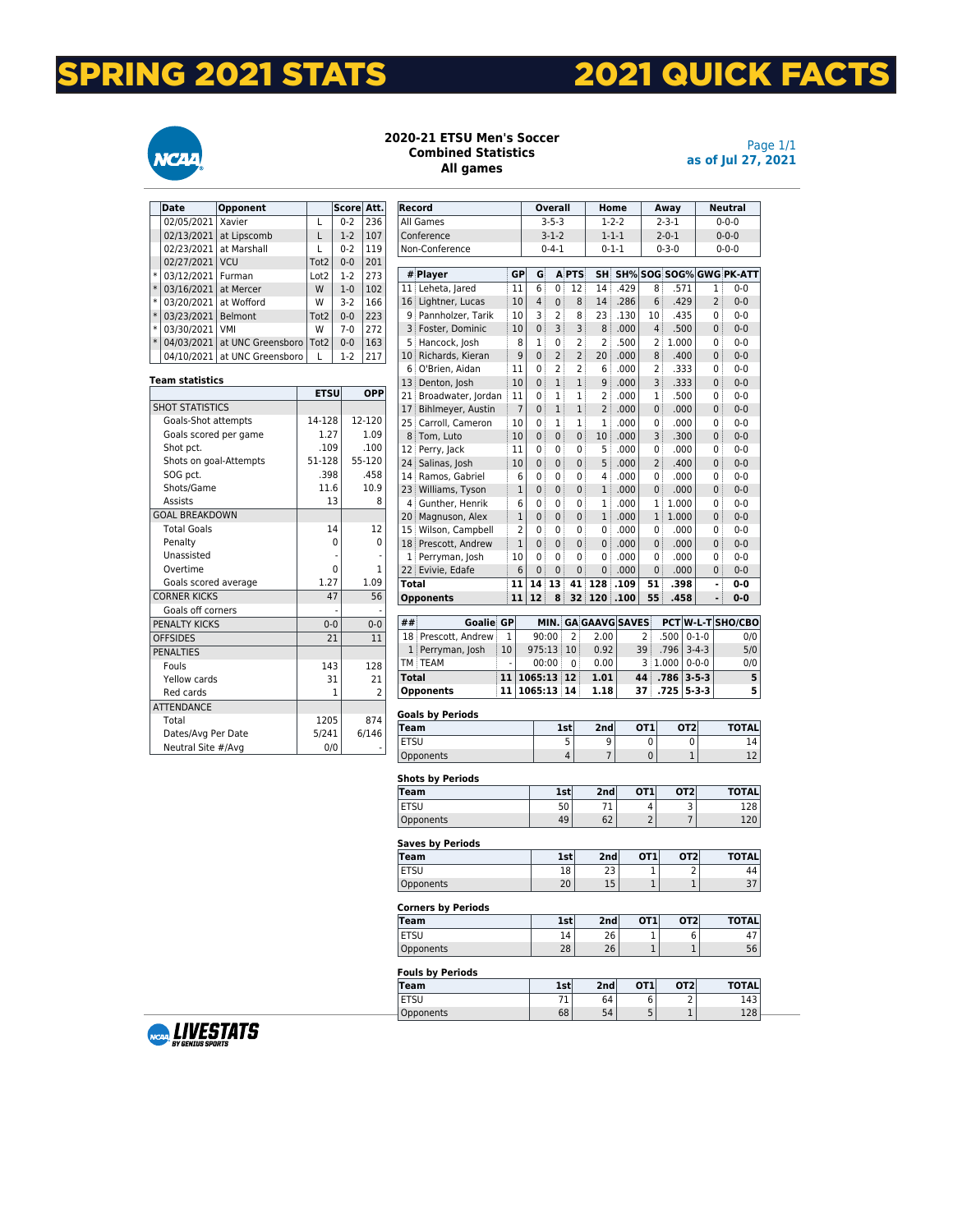# SPRING 2021 STATS

# 2021 QUICK FACTS

**2020-21 ETSU Men's Soccer**
**Combined Statistics**
**All games**

as of Jul 27, 2021

| | Date | Opponent | | Score | Att. |
|---|---|---|---|---|---|
| | 02/05/2021 | Xavier | L | 0-2 | 236 |
| | 02/13/2021 | at Lipscomb | L | 1-2 | 107 |
| | 02/23/2021 | at Marshall | L | 0-2 | 119 |
| | 02/27/2021 | VCU | Tot2 | 0-0 | 201 |
| * | 03/12/2021 | Furman | Lot2 | 1-2 | 273 |
| * | 03/16/2021 | at Mercer | W | 1-0 | 102 |
| * | 03/20/2021 | at Wofford | W | 3-2 | 166 |
| * | 03/23/2021 | Belmont | Tot2 | 0-0 | 223 |
| * | 03/30/2021 | VMI | W | 7-0 | 272 |
| * | 04/03/2021 | at UNC Greensboro | Tot2 | 0-0 | 163 |
| | 04/10/2021 | at UNC Greensboro | L | 1-2 | 217 |

**Team statistics**

| | ETSU | OPP |
|---|---|---|
| SHOT STATISTICS | | |
| Goals-Shot attempts | 14-128 | 12-120 |
| Goals scored per game | 1.27 | 1.09 |
| Shot pct. | .109 | .100 |
| Shots on goal-Attempts | 51-128 | 55-120 |
| SOG pct. | .398 | .458 |
| Shots/Game | 11.6 | 10.9 |
| Assists | 13 | 8 |
| GOAL BREAKDOWN | | |
| Total Goals | 14 | 12 |
| Penalty | 0 | 0 |
| Unassisted | - | - |
| Overtime | 0 | 1 |
| Goals scored average | 1.27 | 1.09 |
| CORNER KICKS | 47 | 56 |
| Goals off corners | - | - |
| PENALTY KICKS | 0-0 | 0-0 |
| OFFSIDES | 21 | 11 |
| PENALTIES | | |
| Fouls | 143 | 128 |
| Yellow cards | 31 | 21 |
| Red cards | 1 | 2 |
| ATTENDANCE | | |
| Total | 1205 | 874 |
| Dates/Avg Per Date | 5/241 | 6/146 |
| Neutral Site #/Avg | 0/0 | - |

| Record | Overall | Home | Away | Neutral |
|---|---|---|---|---|
| All Games | 3-5-3 | 1-2-2 | 2-3-1 | 0-0-0 |
| Conference | 3-1-2 | 1-1-1 | 2-0-1 | 0-0-0 |
| Non-Conference | 0-4-1 | 0-1-1 | 0-3-0 | 0-0-0 |

| # | Player | GP | G | A | PTS | SH | SH% | SOG | SOG% | GWG | PK-ATT |
|---|---|---|---|---|---|---|---|---|---|---|---|
| 11 | Leheta, Jared | 11 | 6 | 0 | 12 | 14 | .429 | 8 | .571 | 1 | 0-0 |
| 16 | Lightner, Lucas | 10 | 4 | 0 | 8 | 14 | .286 | 6 | .429 | 2 | 0-0 |
| 9 | Pannholzer, Tarik | 10 | 3 | 2 | 8 | 23 | .130 | 10 | .435 | 0 | 0-0 |
| 3 | Foster, Dominic | 10 | 0 | 3 | 3 | 8 | .000 | 4 | .500 | 0 | 0-0 |
| 5 | Hancock, Josh | 8 | 1 | 0 | 2 | 2 | .500 | 2 | 1.000 | 0 | 0-0 |
| 10 | Richards, Kieran | 9 | 0 | 2 | 2 | 20 | .000 | 8 | .400 | 0 | 0-0 |
| 6 | O'Brien, Aidan | 11 | 0 | 2 | 2 | 6 | .000 | 2 | .333 | 0 | 0-0 |
| 13 | Denton, Josh | 10 | 0 | 1 | 1 | 9 | .000 | 3 | .333 | 0 | 0-0 |
| 21 | Broadwater, Jordan | 11 | 0 | 1 | 1 | 2 | .000 | 1 | .500 | 0 | 0-0 |
| 17 | Bihlmeyer, Austin | 7 | 0 | 1 | 1 | 2 | .000 | 0 | .000 | 0 | 0-0 |
| 25 | Carroll, Cameron | 10 | 0 | 1 | 1 | 1 | .000 | 0 | .000 | 0 | 0-0 |
| 8 | Tom, Luto | 10 | 0 | 0 | 0 | 10 | .000 | 3 | .300 | 0 | 0-0 |
| 12 | Perry, Jack | 11 | 0 | 0 | 0 | 5 | .000 | 0 | .000 | 0 | 0-0 |
| 24 | Salinas, Josh | 10 | 0 | 0 | 0 | 5 | .000 | 2 | .400 | 0 | 0-0 |
| 14 | Ramos, Gabriel | 6 | 0 | 0 | 0 | 4 | .000 | 0 | .000 | 0 | 0-0 |
| 23 | Williams, Tyson | 1 | 0 | 0 | 0 | 1 | .000 | 0 | .000 | 0 | 0-0 |
| 4 | Gunther, Henrik | 6 | 0 | 0 | 0 | 1 | .000 | 1 | 1.000 | 0 | 0-0 |
| 20 | Magnuson, Alex | 1 | 0 | 0 | 0 | 1 | .000 | 1 | 1.000 | 0 | 0-0 |
| 15 | Wilson, Campbell | 2 | 0 | 0 | 0 | 0 | .000 | 0 | .000 | 0 | 0-0 |
| 18 | Prescott, Andrew | 1 | 0 | 0 | 0 | 0 | .000 | 0 | .000 | 0 | 0-0 |
| 1 | Perryman, Josh | 10 | 0 | 0 | 0 | 0 | .000 | 0 | .000 | 0 | 0-0 |
| 22 | Evivie, Edafe | 6 | 0 | 0 | 0 | 0 | .000 | 0 | .000 | 0 | 0-0 |
| | **Total** | **11** | **14** | **13** | **41** | **128** | **.109** | **51** | **.398** | **-** | **0-0** |
| | **Opponents** | **11** | **12** | **8** | **32** | **120** | **.100** | **55** | **.458** | **-** | **0-0** |

| ## | Goalie | GP | MIN. | GA | GAAVG | SAVES | PCT | W-L-T | SHO/CBO |
|---|---|---|---|---|---|---|---|---|---|
| 18 | Prescott, Andrew | 1 | 90:00 | 2 | 2.00 | 2 | .500 | 0-1-0 | 0/0 |
| 1 | Perryman, Josh | 10 | 975:13 | 10 | 0.92 | 39 | .796 | 3-4-3 | 5/0 |
| TM | TEAM | - | 00:00 | 0 | 0.00 | 3 | 1.000 | 0-0-0 | 0/0 |
| | **Total** | **11** | **1065:13** | **12** | **1.01** | **44** | **.786** | **3-5-3** | **5** |
| | **Opponents** | **11** | **1065:13** | **14** | **1.18** | **37** | **.725** | **5-3-3** | **5** |

**Goals by Periods**

| Team | 1st | 2nd | OT1 | OT2 | TOTAL |
|---|---|---|---|---|---|
| ETSU | 5 | 9 | 0 | 0 | 14 |
| Opponents | 4 | 7 | 0 | 1 | 12 |

**Shots by Periods**

| Team | 1st | 2nd | OT1 | OT2 | TOTAL |
|---|---|---|---|---|---|
| ETSU | 50 | 71 | 4 | 3 | 128 |
| Opponents | 49 | 62 | 2 | 7 | 120 |

**Saves by Periods**

| Team | 1st | 2nd | OT1 | OT2 | TOTAL |
|---|---|---|---|---|---|
| ETSU | 18 | 23 | 1 | 2 | 44 |
| Opponents | 20 | 15 | 1 | 1 | 37 |

**Corners by Periods**

| Team | 1st | 2nd | OT1 | OT2 | TOTAL |
|---|---|---|---|---|---|
| ETSU | 14 | 26 | 1 | 6 | 47 |
| Opponents | 28 | 26 | 1 | 1 | 56 |

**Fouls by Periods**

| Team | 1st | 2nd | OT1 | OT2 | TOTAL |
|---|---|---|---|---|---|
| ETSU | 71 | 64 | 6 | 2 | 143 |
| Opponents | 68 | 54 | 5 | 1 | 128 |